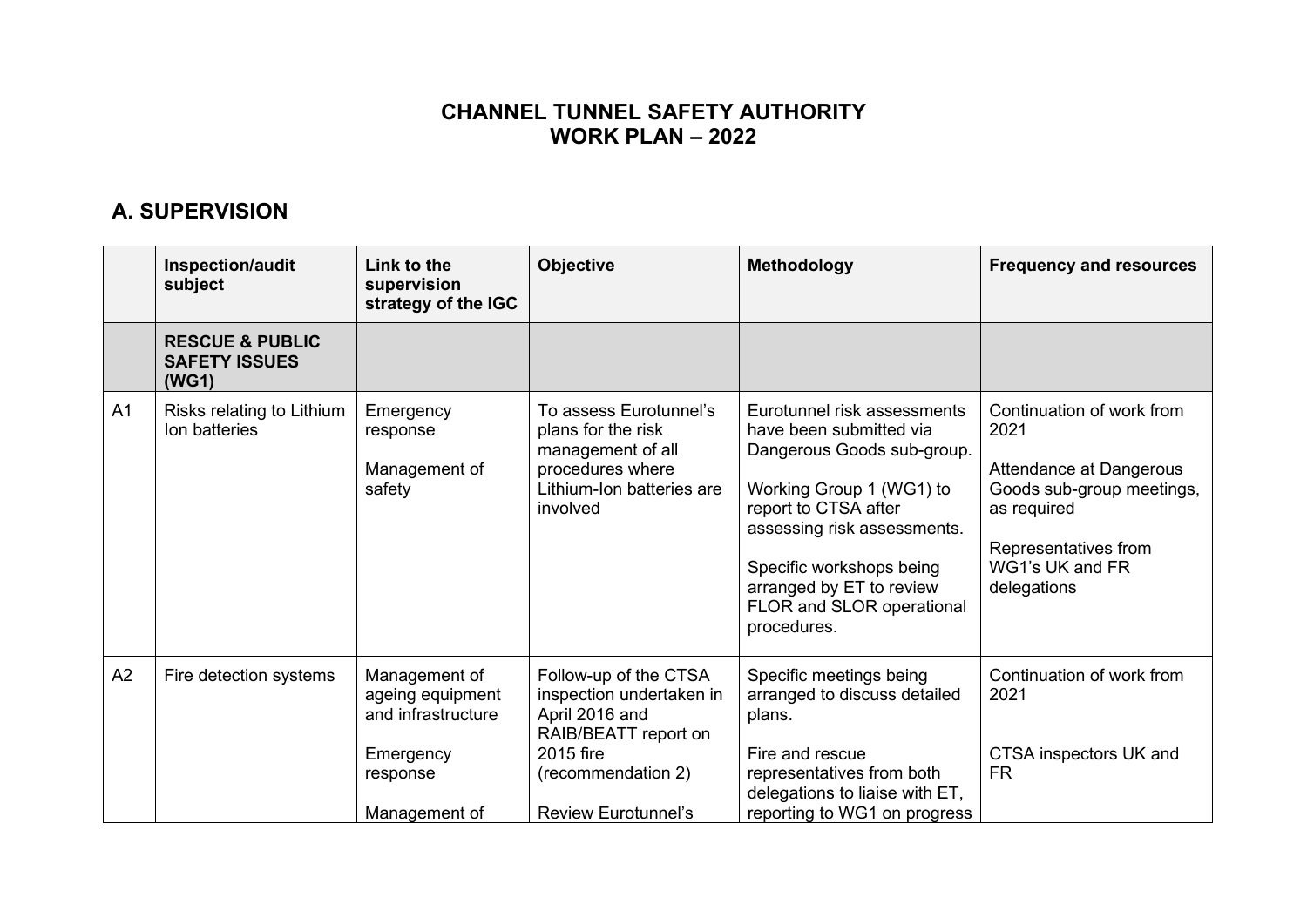# CHANNEL TUNNEL SAFETY AUTHORITY
# WORK PLAN – 2022

## A. SUPERVISION

| | Inspection/audit subject | Link to the supervision strategy of the IGC | Objective | Methodology | Frequency and resources |
|---|---|---|---|---|---|
| | **RESCUE & PUBLIC SAFETY ISSUES (WG1)** | | | | |
| A1 | Risks relating to Lithium Ion batteries | Emergency response<br><br>Management of safety | To assess Eurotunnel's plans for the risk management of all procedures where Lithium-Ion batteries are involved | Eurotunnel risk assessments have been submitted via Dangerous Goods sub-group.<br><br>Working Group 1 (WG1) to report to CTSA after assessing risk assessments.<br><br>Specific workshops being arranged by ET to review FLOR and SLOR operational procedures. | Continuation of work from 2021<br><br>Attendance at Dangerous Goods sub-group meetings, as required<br><br>Representatives from WG1's UK and FR delegations |
| A2 | Fire detection systems | Management of ageing equipment and infrastructure<br><br>Emergency response<br><br>Management of | Follow-up of the CTSA inspection undertaken in April 2016 and RAIB/BEATT report on 2015 fire (recommendation 2)<br><br>Review Eurotunnel's | Specific meetings being arranged to discuss detailed plans.<br><br>Fire and rescue representatives from both delegations to liaise with ET, reporting to WG1 on progress | Continuation of work from 2021<br><br>CTSA inspectors UK and FR |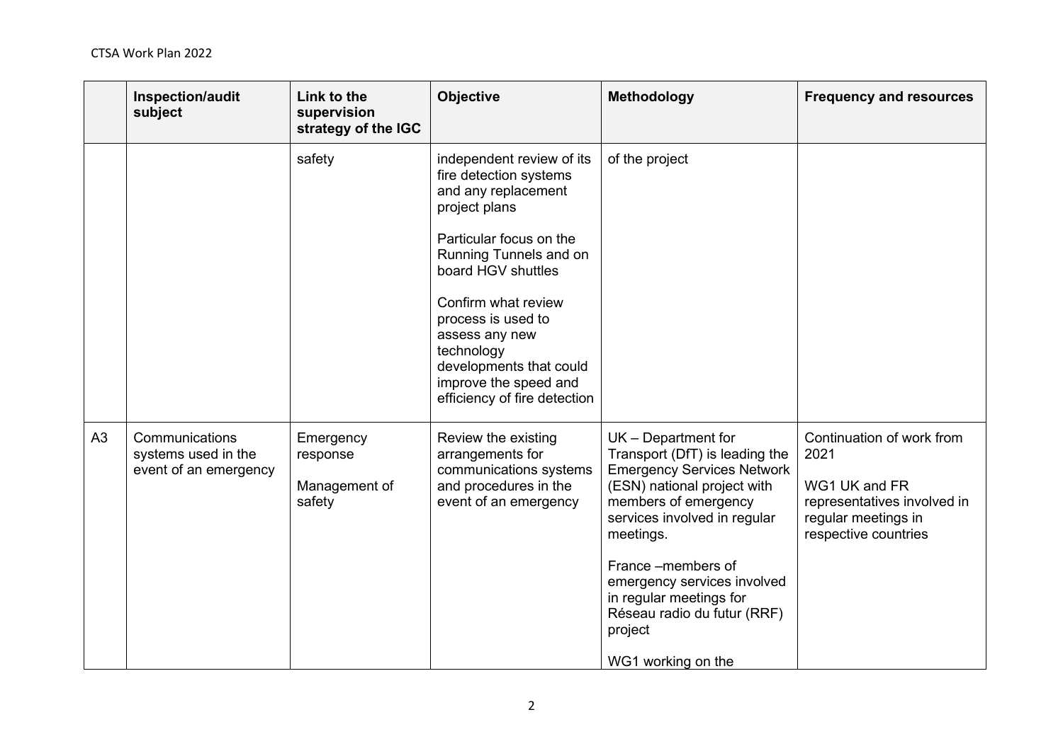| | Inspection/audit subject | Link to the supervision strategy of the IGC | Objective | Methodology | Frequency and resources |
|---|---|---|---|---|---|
| | | safety | independent review of its fire detection systems and any replacement project plans<br><br>Particular focus on the Running Tunnels and on board HGV shuttles<br><br>Confirm what review process is used to assess any new technology developments that could improve the speed and efficiency of fire detection | of the project | |
| A3 | Communications systems used in the event of an emergency | Emergency response<br><br>Management of safety | Review the existing arrangements for communications systems and procedures in the event of an emergency | UK – Department for Transport (DfT) is leading the Emergency Services Network (ESN) national project with members of emergency services involved in regular meetings.<br><br>France –members of emergency services involved in regular meetings for Réseau radio du futur (RRF) project<br><br>WG1 working on the | Continuation of work from 2021<br><br>WG1 UK and FR representatives involved in regular meetings in respective countries |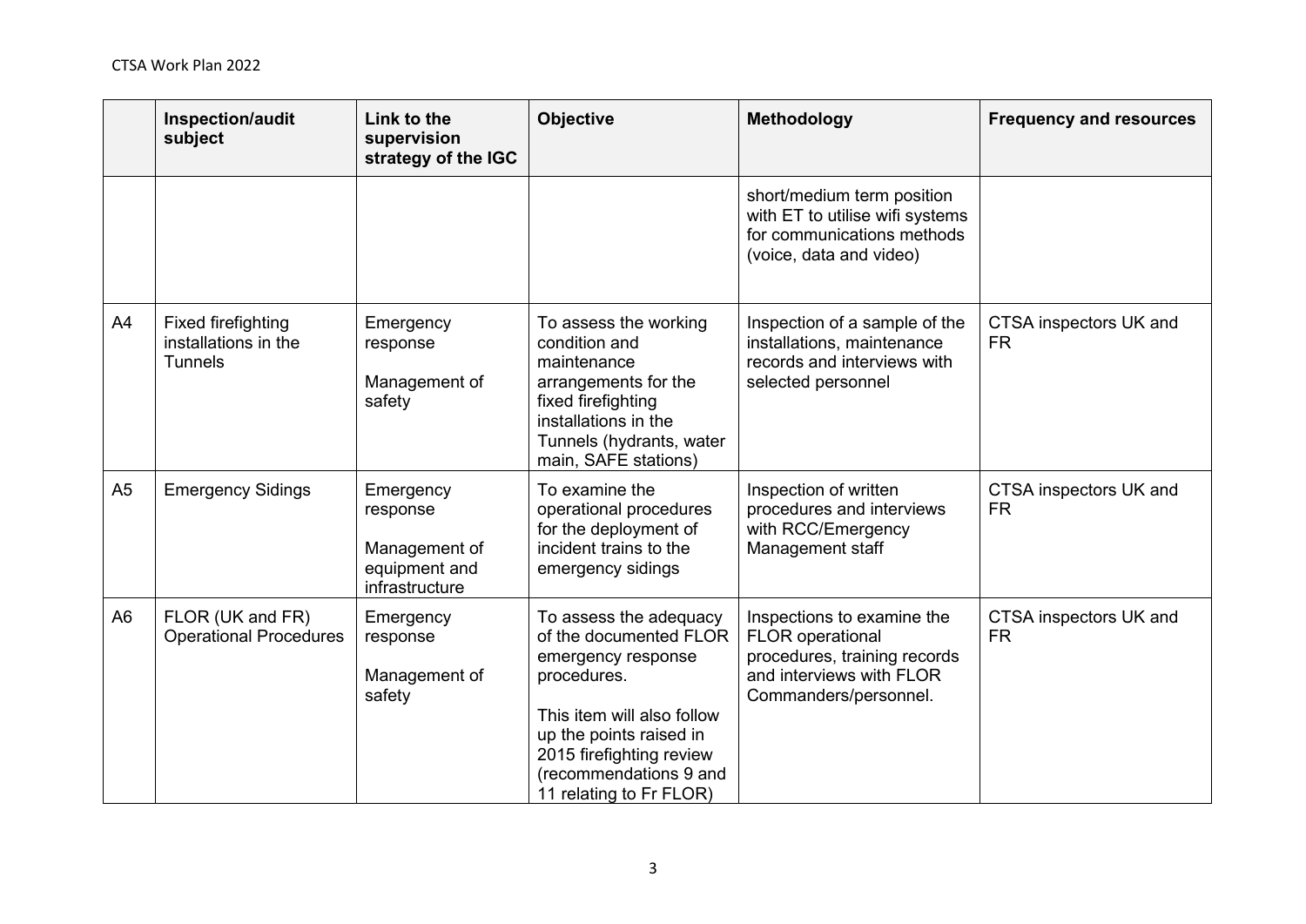| | Inspection/audit subject | Link to the supervision strategy of the IGC | Objective | Methodology | Frequency and resources |
|---|---|---|---|---|---|
| | | | | short/medium term position with ET to utilise wifi systems for communications methods (voice, data and video) | |
| A4 | Fixed firefighting installations in the Tunnels | Emergency response<br><br>Management of safety | To assess the working condition and maintenance arrangements for the fixed firefighting installations in the Tunnels (hydrants, water main, SAFE stations) | Inspection of a sample of the installations, maintenance records and interviews with selected personnel | CTSA inspectors UK and FR |
| A5 | Emergency Sidings | Emergency response<br><br>Management of equipment and infrastructure | To examine the operational procedures for the deployment of incident trains to the emergency sidings | Inspection of written procedures and interviews with RCC/Emergency Management staff | CTSA inspectors UK and FR |
| A6 | FLOR (UK and FR) Operational Procedures | Emergency response<br><br>Management of safety | To assess the adequacy of the documented FLOR emergency response procedures.<br><br>This item will also follow up the points raised in 2015 firefighting review (recommendations 9 and 11 relating to Fr FLOR) | Inspections to examine the FLOR operational procedures, training records and interviews with FLOR Commanders/personnel. | CTSA inspectors UK and FR |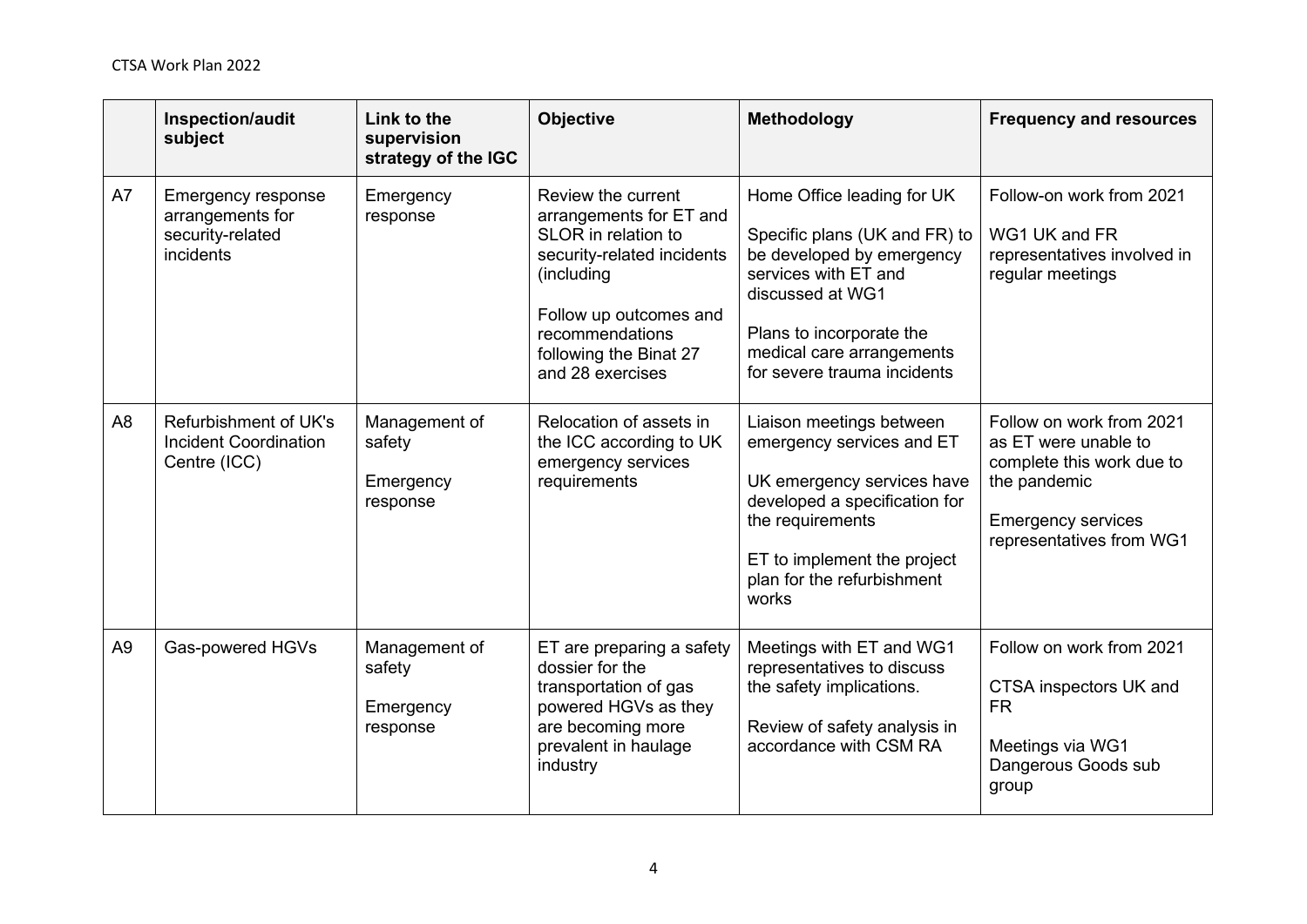|  | Inspection/audit subject | Link to the supervision strategy of the IGC | Objective | Methodology | Frequency and resources |
|---|---|---|---|---|---|
| A7 | Emergency response arrangements for security-related incidents | Emergency response | Review the current arrangements for ET and SLOR in relation to security-related incidents (including<br><br>Follow up outcomes and recommendations following the Binat 27 and 28 exercises | Home Office leading for UK<br><br>Specific plans (UK and FR) to be developed by emergency services with ET and discussed at WG1<br><br>Plans to incorporate the medical care arrangements for severe trauma incidents | Follow-on work from 2021<br><br>WG1 UK and FR representatives involved in regular meetings |
| A8 | Refurbishment of UK's Incident Coordination Centre (ICC) | Management of safety<br><br>Emergency response | Relocation of assets in the ICC according to UK emergency services requirements | Liaison meetings between emergency services and ET<br><br>UK emergency services have developed a specification for the requirements<br><br>ET to implement the project plan for the refurbishment works | Follow on work from 2021 as ET were unable to complete this work due to the pandemic<br><br>Emergency services representatives from WG1 |
| A9 | Gas-powered HGVs | Management of safety<br><br>Emergency response | ET are preparing a safety dossier for the transportation of gas powered HGVs as they are becoming more prevalent in haulage industry | Meetings with ET and WG1 representatives to discuss the safety implications.<br><br>Review of safety analysis in accordance with CSM RA | Follow on work from 2021<br><br>CTSA inspectors UK and FR<br><br>Meetings via WG1 Dangerous Goods sub group |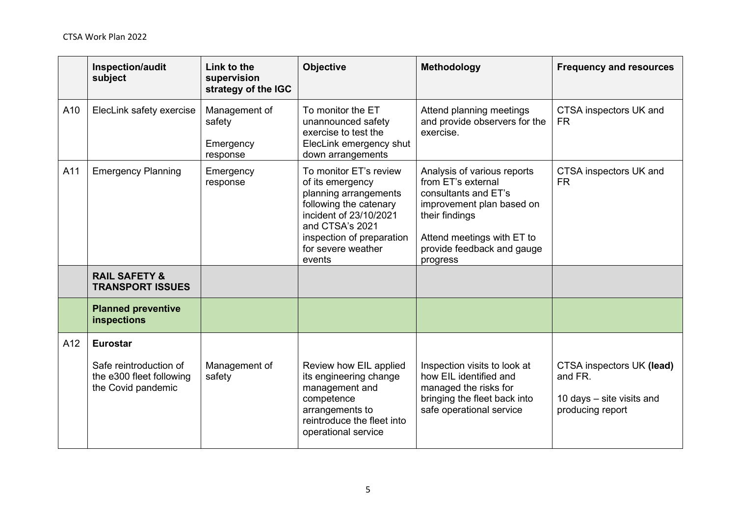|  | Inspection/audit subject | Link to the supervision strategy of the IGC | Objective | Methodology | Frequency and resources |
|---|---|---|---|---|---|
| A10 | ElecLink safety exercise | Management of safety<br><br>Emergency response | To monitor the ET unannounced safety exercise to test the ElecLink emergency shut down arrangements | Attend planning meetings and provide observers for the exercise. | CTSA inspectors UK and FR |
| A11 | Emergency Planning | Emergency response | To monitor ET's review of its emergency planning arrangements following the catenary incident of 23/10/2021 and CTSA's 2021 inspection of preparation for severe weather events | Analysis of various reports from ET's external consultants and ET's improvement plan based on their findings<br><br>Attend meetings with ET to provide feedback and gauge progress | CTSA inspectors UK and FR |
|  | **RAIL SAFETY & TRANSPORT ISSUES** |  |  |  |  |
|  | **Planned preventive inspections** |  |  |  |  |
| A12 | **Eurostar**<br><br>Safe reintroduction of the e300 fleet following the Covid pandemic | Management of safety | Review how EIL applied its engineering change management and competence arrangements to reintroduce the fleet into operational service | Inspection visits to look at how EIL identified and managed the risks for bringing the fleet back into safe operational service | CTSA inspectors UK **(lead)** and FR.<br><br>10 days – site visits and producing report |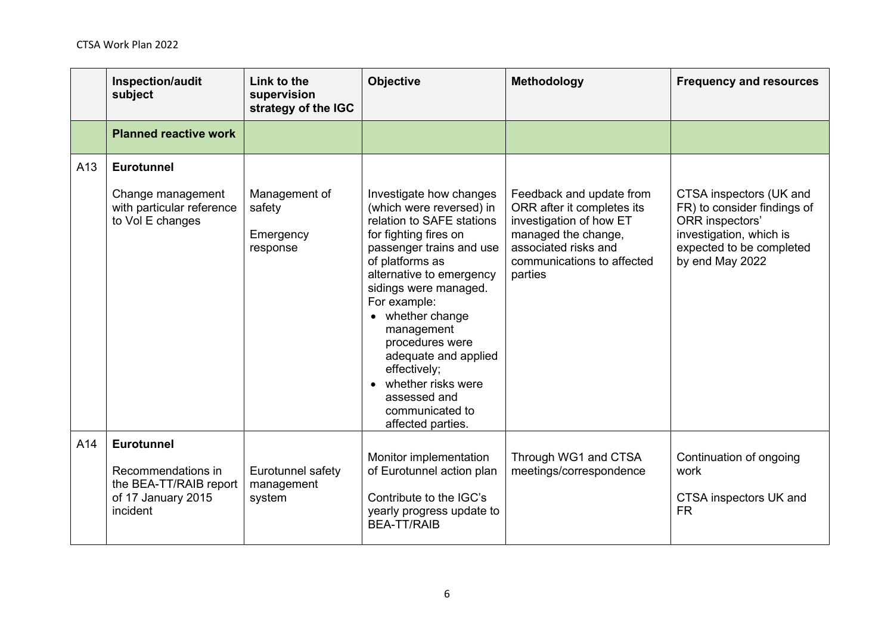| | Inspection/audit subject | Link to the supervision strategy of the IGC | Objective | Methodology | Frequency and resources |
|---|---|---|---|---|---|
| | **Planned reactive work** | | | | |
| A13 | **Eurotunnel**<br><br>Change management with particular reference to Vol E changes | Management of safety<br><br>Emergency response | Investigate how changes (which were reversed) in relation to SAFE stations for fighting fires on passenger trains and use of platforms as alternative to emergency sidings were managed. For example:<br>• whether change management procedures were adequate and applied effectively;<br>• whether risks were assessed and communicated to affected parties. | Feedback and update from ORR after it completes its investigation of how ET managed the change, associated risks and communications to affected parties | CTSA inspectors (UK and FR) to consider findings of ORR inspectors' investigation, which is expected to be completed by end May 2022 |
| A14 | **Eurotunnel**<br><br>Recommendations in the BEA-TT/RAIB report of 17 January 2015 incident | Eurotunnel safety management system | Monitor implementation of Eurotunnel action plan<br><br>Contribute to the IGC's yearly progress update to BEA-TT/RAIB | Through WG1 and CTSA meetings/correspondence | Continuation of ongoing work<br><br>CTSA inspectors UK and FR |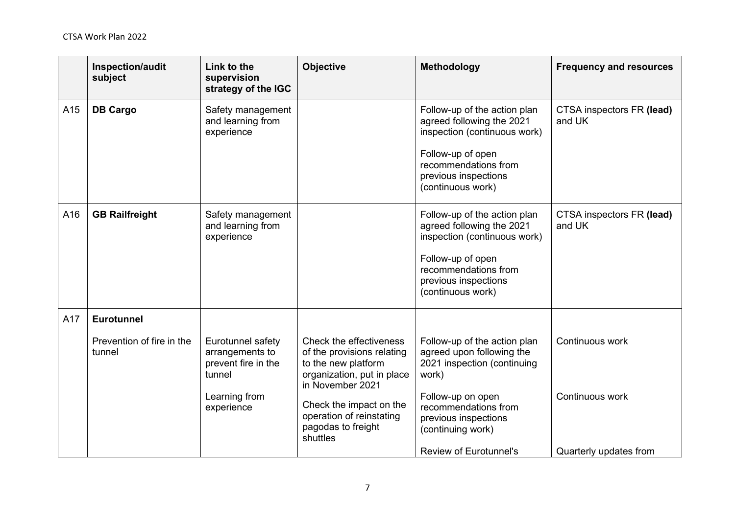| | Inspection/audit subject | Link to the supervision strategy of the IGC | Objective | Methodology | Frequency and resources |
|---|---|---|---|---|---|
| A15 | **DB Cargo** | Safety management and learning from experience | | Follow-up of the action plan agreed following the 2021 inspection (continuous work)<br><br>Follow-up of open recommendations from previous inspections (continuous work) | CTSA inspectors FR **(lead)** and UK |
| A16 | **GB Railfreight** | Safety management and learning from experience | | Follow-up of the action plan agreed following the 2021 inspection (continuous work)<br><br>Follow-up of open recommendations from previous inspections (continuous work) | CTSA inspectors FR **(lead)** and UK |
| A17 | **Eurotunnel**<br><br>Prevention of fire in the tunnel | Eurotunnel safety arrangements to prevent fire in the tunnel<br><br>Learning from experience | Check the effectiveness of the provisions relating to the new platform organization, put in place in November 2021<br><br>Check the impact on the operation of reinstating pagodas to freight shuttles | Follow-up of the action plan agreed upon following the 2021 inspection (continuing work)<br><br>Follow-up on open recommendations from previous inspections (continuing work)<br><br>Review of Eurotunnel's | Continuous work<br><br>Continuous work<br><br>Quarterly updates from |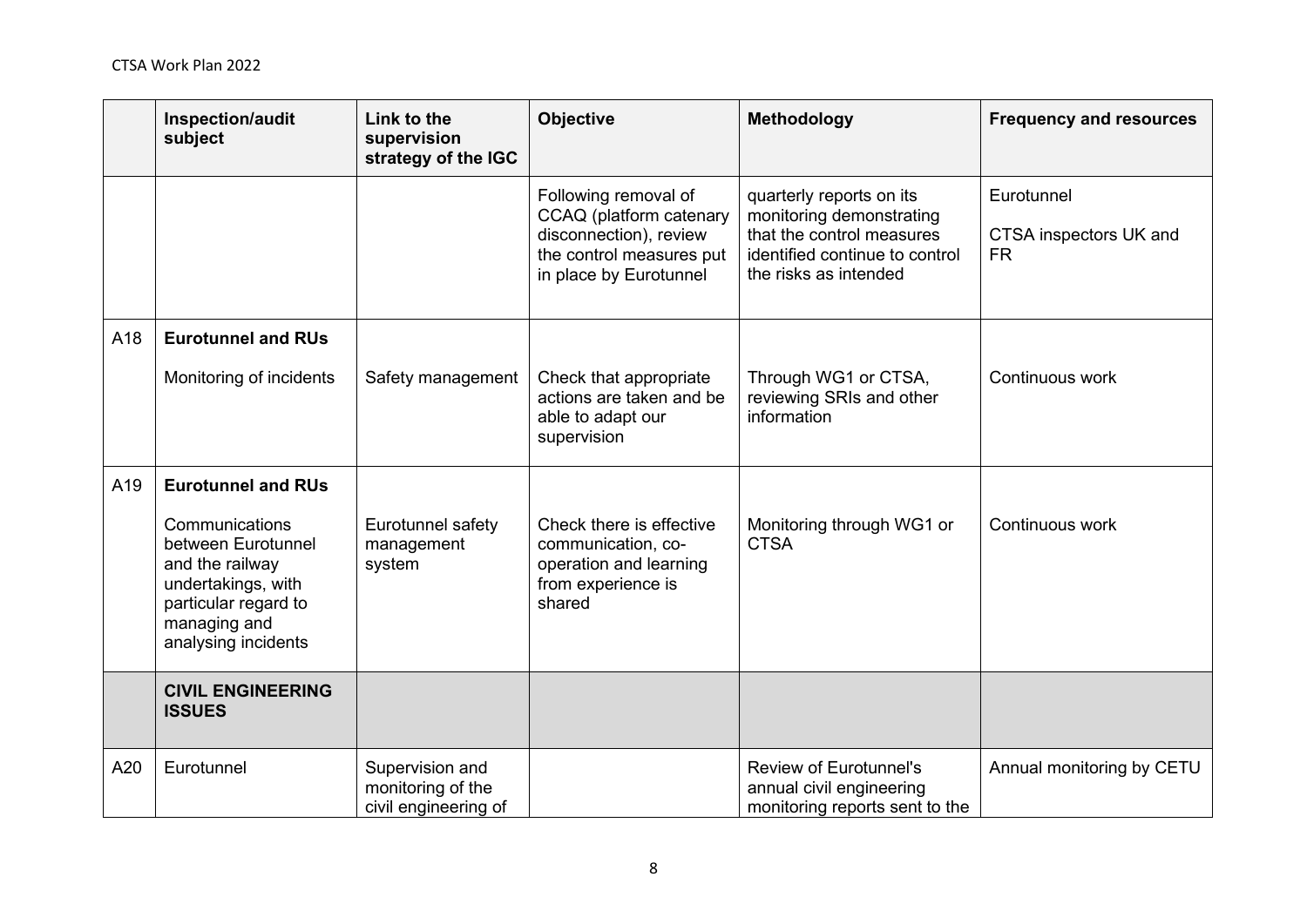| | Inspection/audit subject | Link to the supervision strategy of the IGC | Objective | Methodology | Frequency and resources |
|---|---|---|---|---|---|
| | | | Following removal of CCAQ (platform catenary disconnection), review the control measures put in place by Eurotunnel | quarterly reports on its monitoring demonstrating that the control measures identified continue to control the risks as intended | Eurotunnel<br><br>CTSA inspectors UK and FR |
| A18 | **Eurotunnel and RUs**<br><br>Monitoring of incidents | Safety management | Check that appropriate actions are taken and be able to adapt our supervision | Through WG1 or CTSA, reviewing SRIs and other information | Continuous work |
| A19 | **Eurotunnel and RUs**<br><br>Communications between Eurotunnel and the railway undertakings, with particular regard to managing and analysing incidents | Eurotunnel safety management system | Check there is effective communication, co-operation and learning from experience is shared | Monitoring through WG1 or CTSA | Continuous work |
| | **CIVIL ENGINEERING ISSUES** | | | | |
| A20 | Eurotunnel | Supervision and monitoring of the civil engineering of | | Review of Eurotunnel's annual civil engineering monitoring reports sent to the | Annual monitoring by CETU |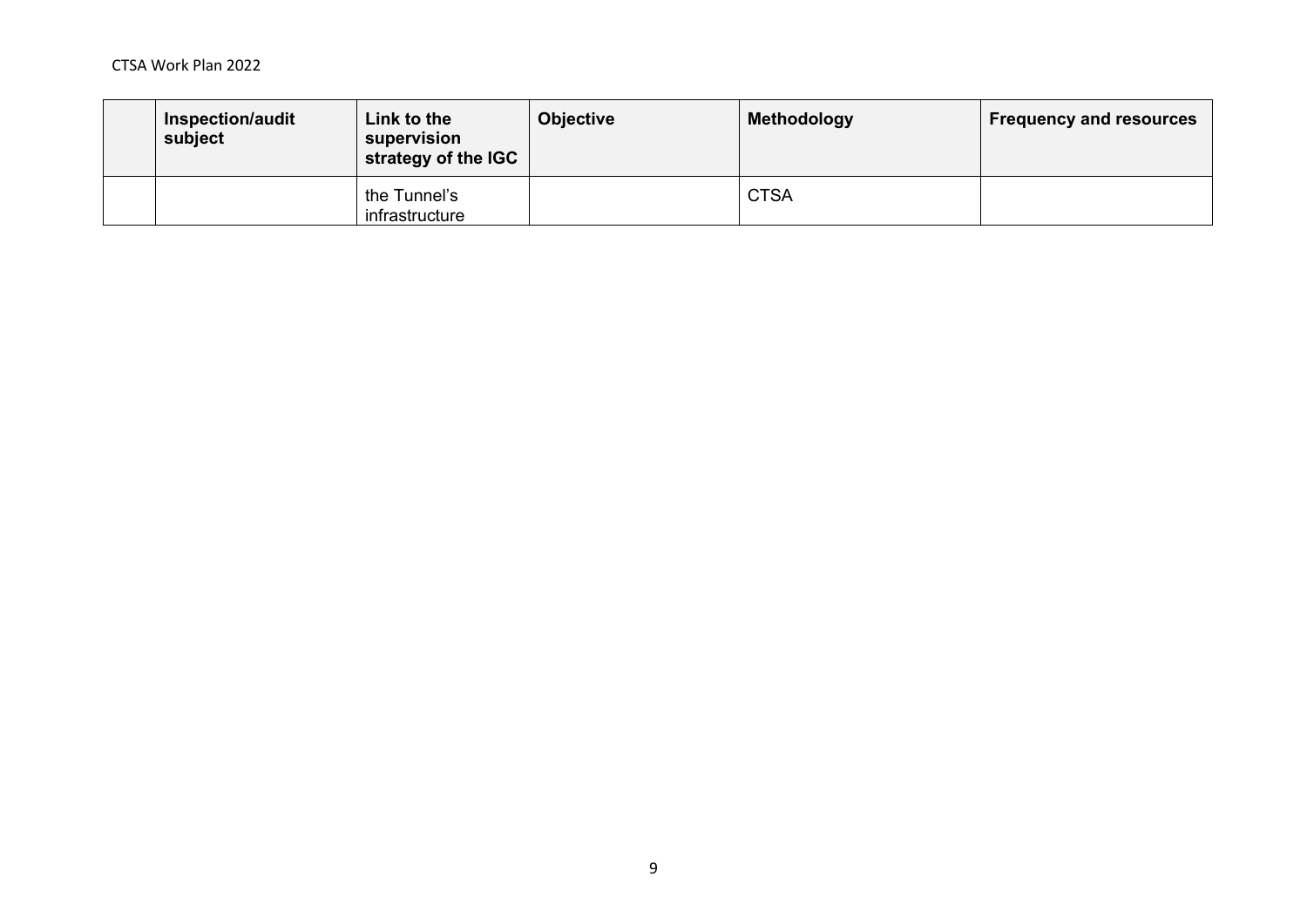| | Inspection/audit subject | Link to the supervision strategy of the IGC | Objective | Methodology | Frequency and resources |
|---|---|---|---|---|---|
| | | the Tunnel's infrastructure | | CTSA | |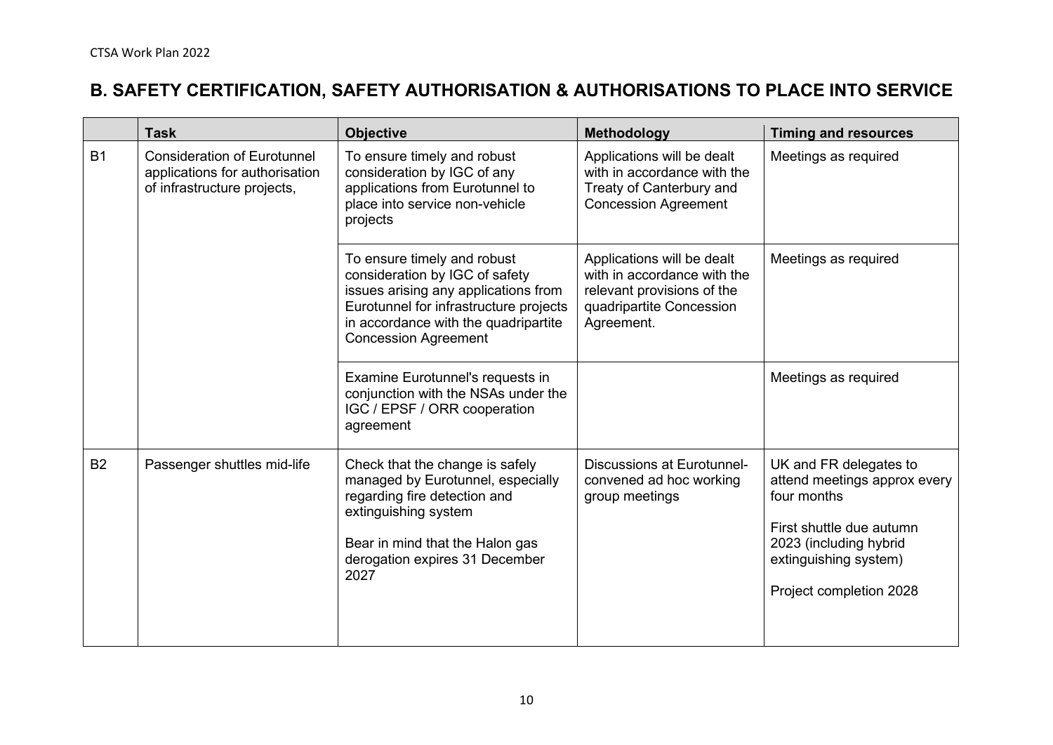## B. SAFETY CERTIFICATION, SAFETY AUTHORISATION & AUTHORISATIONS TO PLACE INTO SERVICE

| | Task | Objective | Methodology | Timing and resources |
|---|---|---|---|---|
| B1 | Consideration of Eurotunnel applications for authorisation of infrastructure projects, | To ensure timely and robust consideration by IGC of any applications from Eurotunnel to place into service non-vehicle projects | Applications will be dealt with in accordance with the Treaty of Canterbury and Concession Agreement | Meetings as required |
| | | To ensure timely and robust consideration by IGC of safety issues arising any applications from Eurotunnel for infrastructure projects in accordance with the quadripartite Concession Agreement | Applications will be dealt with in accordance with the relevant provisions of the quadripartite Concession Agreement. | Meetings as required |
| | | Examine Eurotunnel's requests in conjunction with the NSAs under the IGC / EPSF / ORR cooperation agreement | | Meetings as required |
| B2 | Passenger shuttles mid-life | Check that the change is safely managed by Eurotunnel, especially regarding fire detection and extinguishing system<br><br>Bear in mind that the Halon gas derogation expires 31 December 2027 | Discussions at Eurotunnel-convened ad hoc working group meetings | UK and FR delegates to attend meetings approx every four months<br><br>First shuttle due autumn 2023 (including hybrid extinguishing system)<br><br>Project completion 2028 |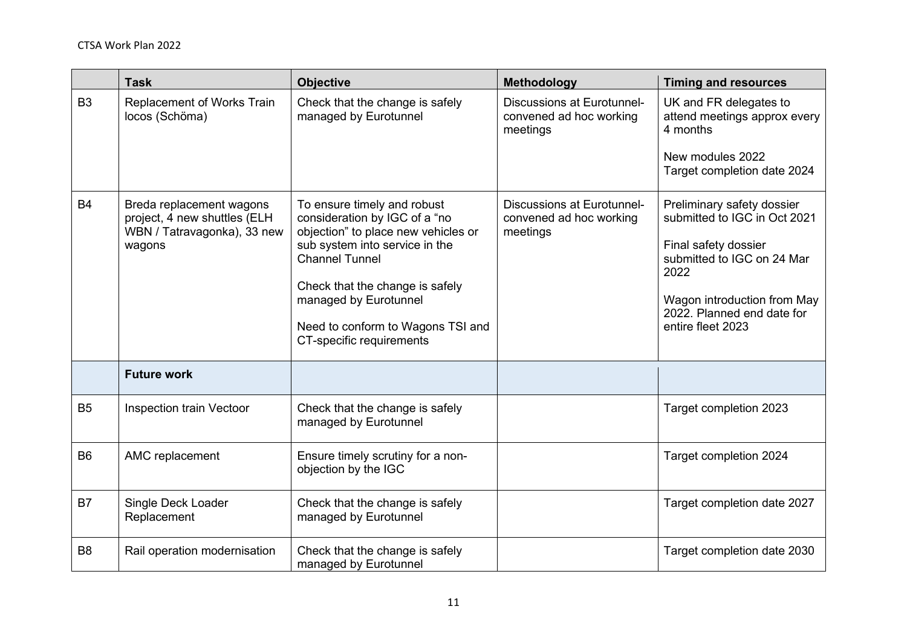| | Task | Objective | Methodology | Timing and resources |
|---|---|---|---|---|
| B3 | Replacement of Works Train locos (Schöma) | Check that the change is safely managed by Eurotunnel | Discussions at Eurotunnel-convened ad hoc working meetings | UK and FR delegates to attend meetings approx every 4 months<br><br>New modules 2022<br>Target completion date 2024 |
| B4 | Breda replacement wagons project, 4 new shuttles (ELH WBN / Tatravagonka), 33 new wagons | To ensure timely and robust consideration by IGC of a "no objection" to place new vehicles or sub system into service in the Channel Tunnel<br><br>Check that the change is safely managed by Eurotunnel<br><br>Need to conform to Wagons TSI and CT-specific requirements | Discussions at Eurotunnel-convened ad hoc working meetings | Preliminary safety dossier submitted to IGC in Oct 2021<br><br>Final safety dossier submitted to IGC on 24 Mar 2022<br><br>Wagon introduction from May 2022. Planned end date for entire fleet 2023 |
| | **Future work** | | | |
| B5 | Inspection train Vectoor | Check that the change is safely managed by Eurotunnel | | Target completion 2023 |
| B6 | AMC replacement | Ensure timely scrutiny for a non-objection by the IGC | | Target completion 2024 |
| B7 | Single Deck Loader Replacement | Check that the change is safely managed by Eurotunnel | | Target completion date 2027 |
| B8 | Rail operation modernisation | Check that the change is safely managed by Eurotunnel | | Target completion date 2030 |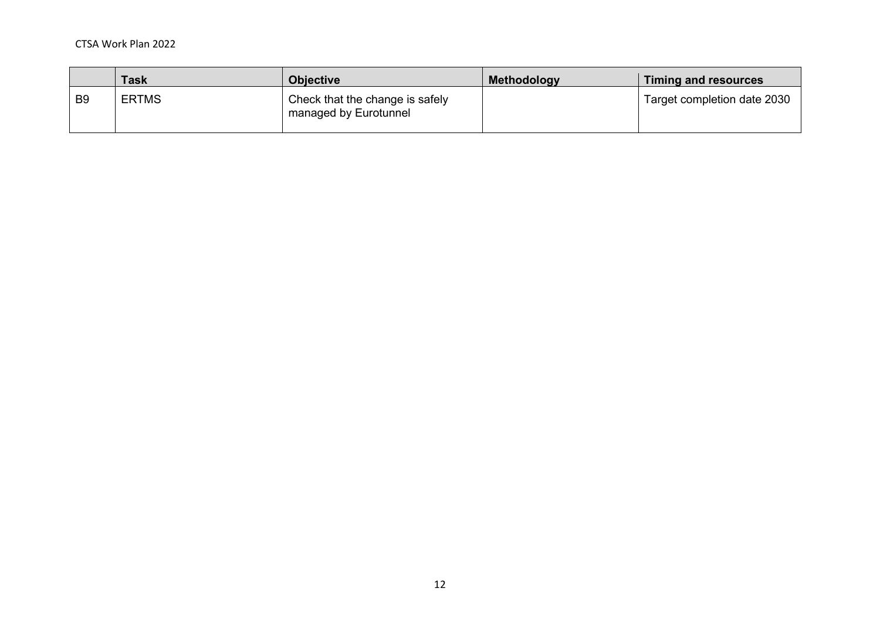| | Task | Objective | Methodology | Timing and resources |
|---|---|---|---|---|
| B9 | ERTMS | Check that the change is safely managed by Eurotunnel | | Target completion date 2030 |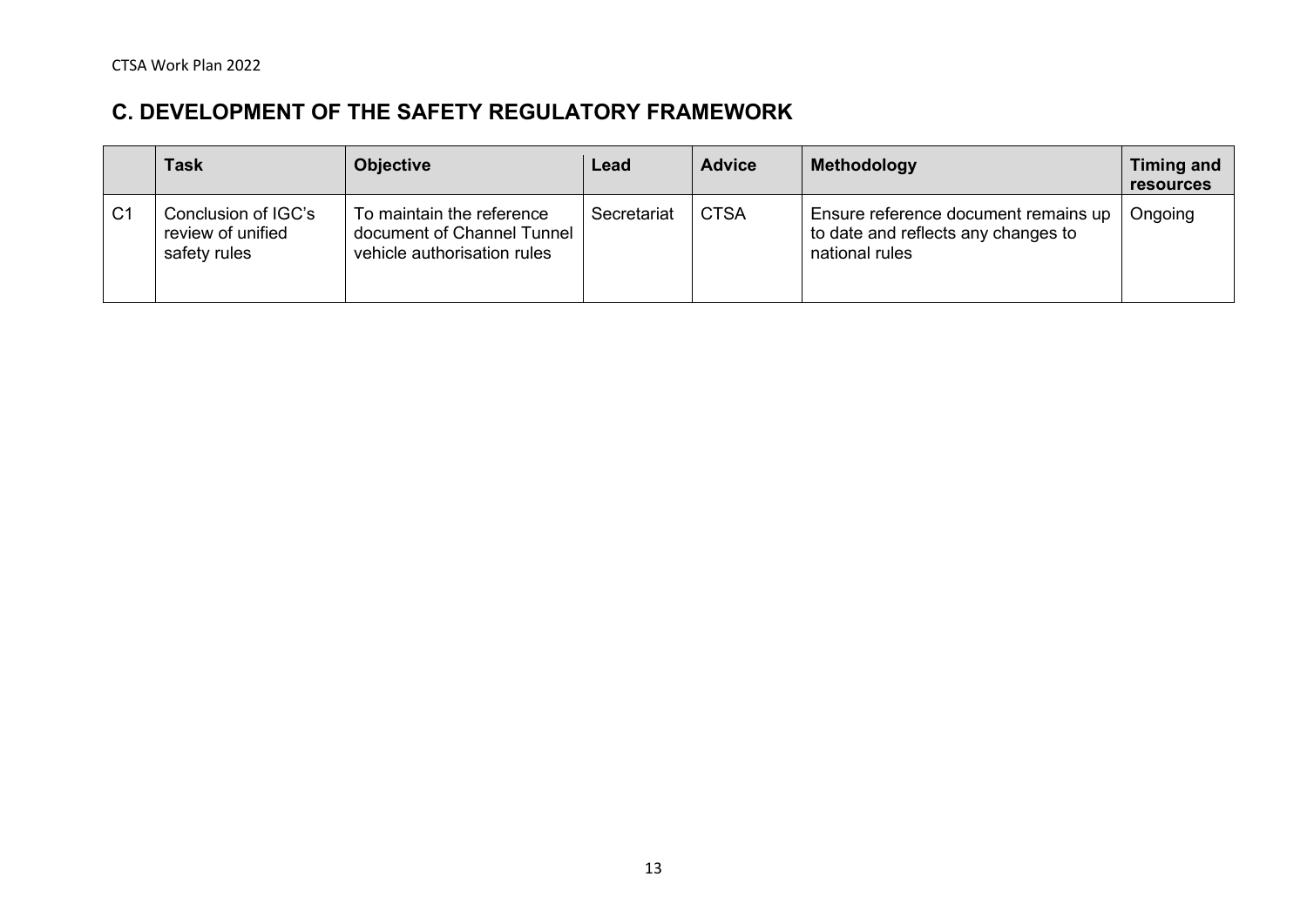## C. DEVELOPMENT OF THE SAFETY REGULATORY FRAMEWORK

| | Task | Objective | Lead | Advice | Methodology | Timing and resources |
|---|---|---|---|---|---|---|
| C1 | Conclusion of IGC's review of unified safety rules | To maintain the reference document of Channel Tunnel vehicle authorisation rules | Secretariat | CTSA | Ensure reference document remains up to date and reflects any changes to national rules | Ongoing |